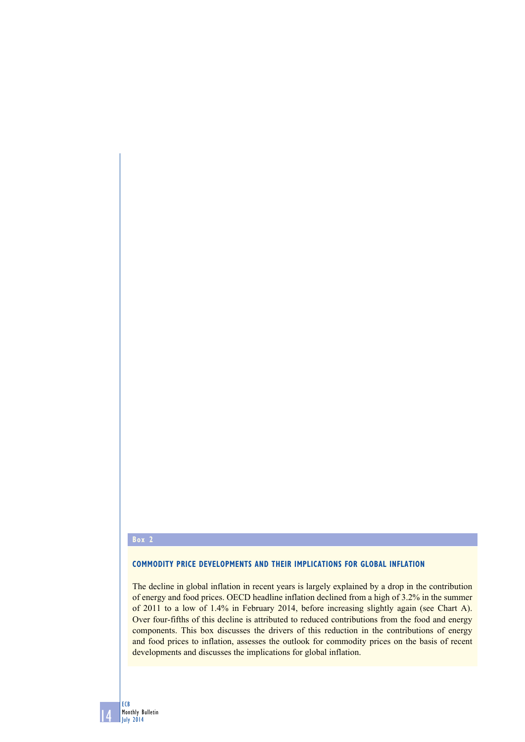**Box 2**

## COMMODITY PRICE DEVELOPMENTS AND THEIR IMPLICATIONS FOR GLOBAL INFLATION

The decline in global inflation in recent years is largely explained by a drop in the contribution of energy and food prices. OECD headline inflation declined from a high of 3.2% in the summer of 2011 to a low of 1.4% in February 2014, before increasing slightly again (see Chart A). Over four-fifths of this decline is attributed to reduced contributions from the food and energy components. This box discusses the drivers of this reduction in the contributions of energy and food prices to inflation, assesses the outlook for commodity prices on the basis of recent developments and discusses the implications for global inflation.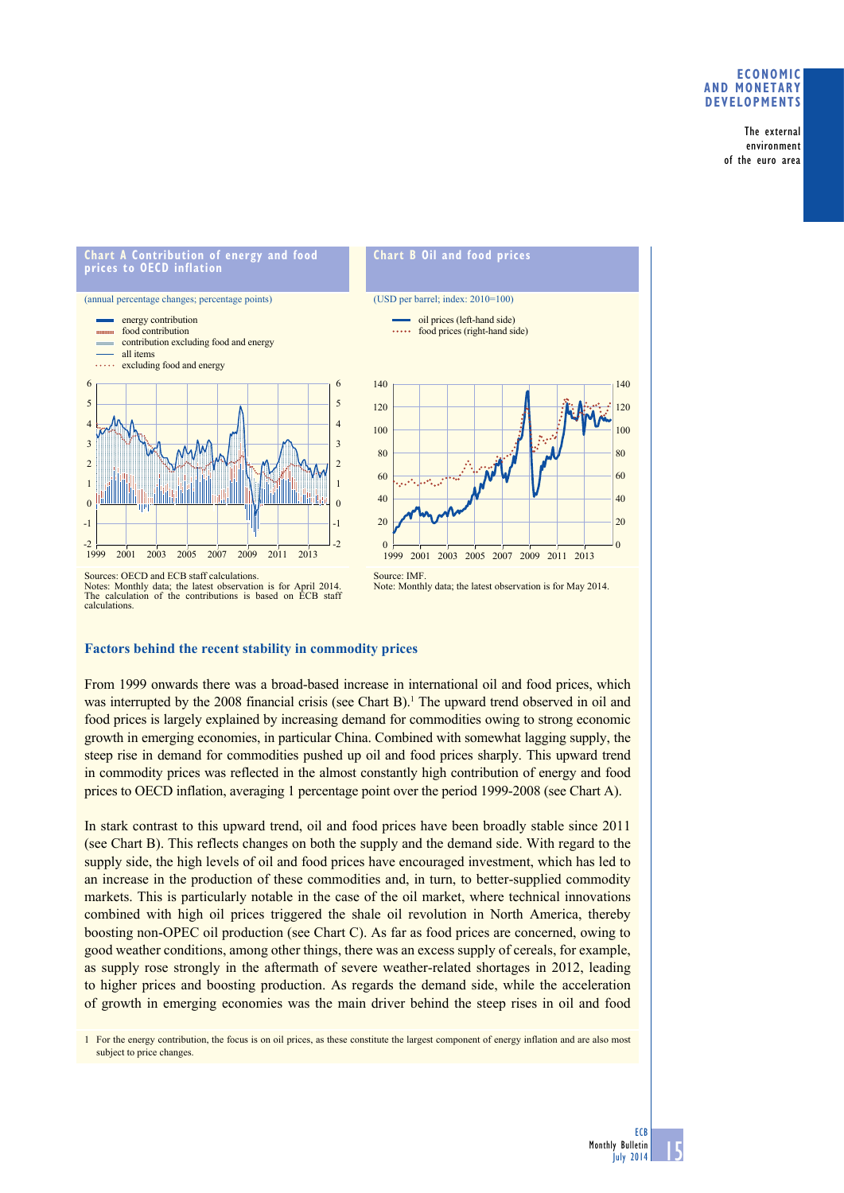**Chart A Contribution of energy and food prices to OECD inflation**

(annual percentage changes; percentage points)

- energy contribution
- food contribution
- contribution excluding food and energy
- all items
- excluding food and energy

Sources: OECD and ECB staff calculations.
Notes: Monthly data; the latest observation is for April 2014. The calculation of the contributions is based on ECB staff calculations.

**Chart B Oil and food prices**

(USD per barrel; index: 2010=100)

- oil prices (left-hand side)
- food prices (right-hand side)

Source: IMF.
Note: Monthly data; the latest observation is for May 2014.

### Factors behind the recent stability in commodity prices

From 1999 onwards there was a broad-based increase in international oil and food prices, which was interrupted by the 2008 financial crisis (see Chart B).[1] The upward trend observed in oil and food prices is largely explained by increasing demand for commodities owing to strong economic growth in emerging economies, in particular China. Combined with somewhat lagging supply, the steep rise in demand for commodities pushed up oil and food prices sharply. This upward trend in commodity prices was reflected in the almost constantly high contribution of energy and food prices to OECD inflation, averaging 1 percentage point over the period 1999-2008 (see Chart A).

In stark contrast to this upward trend, oil and food prices have been broadly stable since 2011 (see Chart B). This reflects changes on both the supply and the demand side. With regard to the supply side, the high levels of oil and food prices have encouraged investment, which has led to an increase in the production of these commodities and, in turn, to better-supplied commodity markets. This is particularly notable in the case of the oil market, where technical innovations combined with high oil prices triggered the shale oil revolution in North America, thereby boosting non-OPEC oil production (see Chart C). As far as food prices are concerned, owing to good weather conditions, among other things, there was an excess supply of cereals, for example, as supply rose strongly in the aftermath of severe weather-related shortages in 2012, leading to higher prices and boosting production. As regards the demand side, while the acceleration of growth in emerging economies was the main driver behind the steep rises in oil and food

1 For the energy contribution, the focus is on oil prices, as these constitute the largest component of energy inflation and are also most subject to price changes.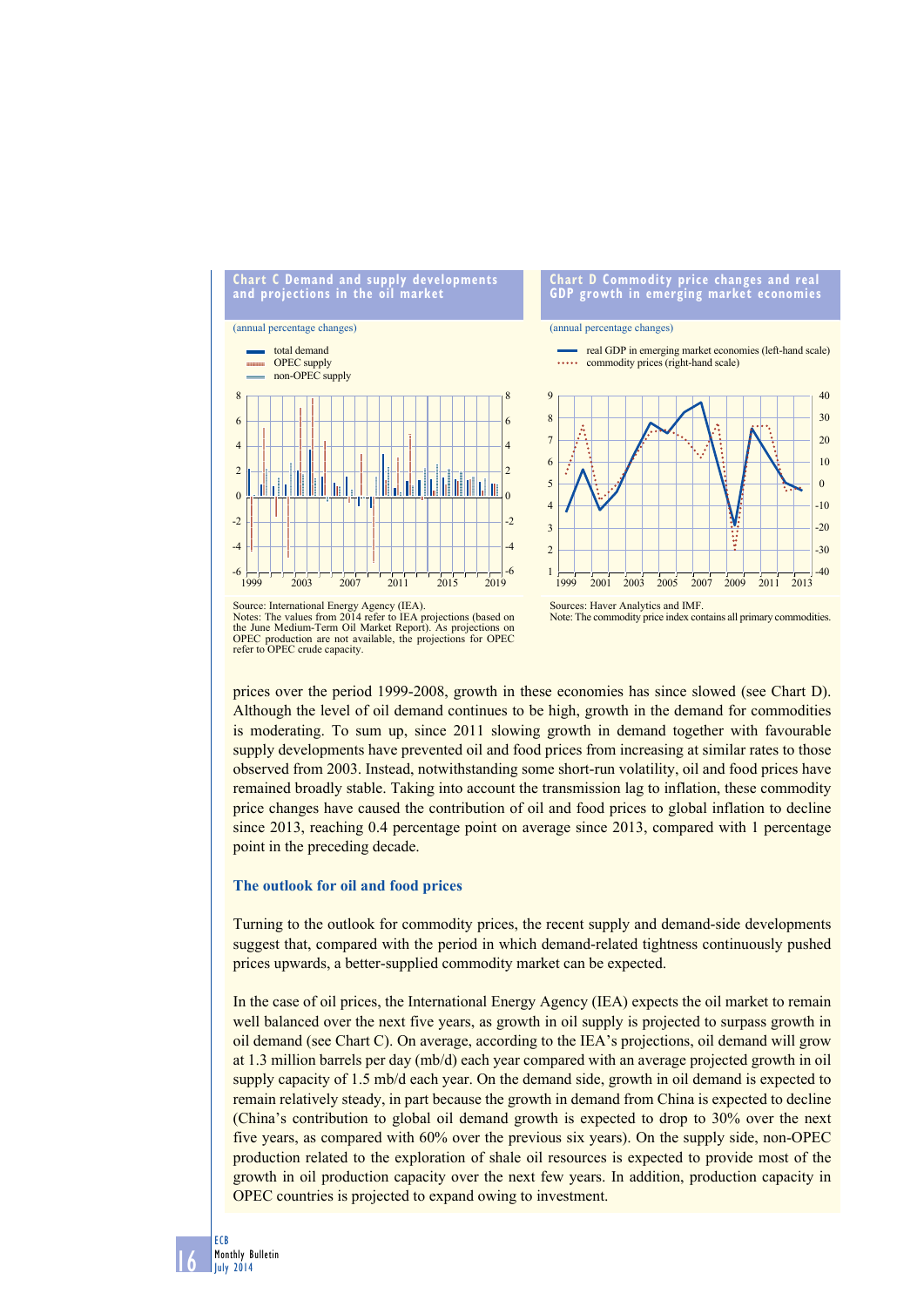**Chart C Demand and supply developments and projections in the oil market**

(annual percentage changes)

- total demand
- OPEC supply
- non-OPEC supply

Source: International Energy Agency (IEA).
Notes: The values from 2014 refer to IEA projections (based on the June Medium-Term Oil Market Report). As projections on OPEC production are not available, the projections for OPEC refer to OPEC crude capacity.

**Chart D Commodity price changes and real GDP growth in emerging market economies**

(annual percentage changes)

- real GDP in emerging market economies (left-hand scale)
- commodity prices (right-hand scale)

Sources: Haver Analytics and IMF.
Note: The commodity price index contains all primary commodities.

prices over the period 1999-2008, growth in these economies has since slowed (see Chart D). Although the level of oil demand continues to be high, growth in the demand for commodities is moderating. To sum up, since 2011 slowing growth in demand together with favourable supply developments have prevented oil and food prices from increasing at similar rates to those observed from 2003. Instead, notwithstanding some short-run volatility, oil and food prices have remained broadly stable. Taking into account the transmission lag to inflation, these commodity price changes have caused the contribution of oil and food prices to global inflation to decline since 2013, reaching 0.4 percentage point on average since 2013, compared with 1 percentage point in the preceding decade.

### The outlook for oil and food prices

Turning to the outlook for commodity prices, the recent supply and demand-side developments suggest that, compared with the period in which demand-related tightness continuously pushed prices upwards, a better-supplied commodity market can be expected.

In the case of oil prices, the International Energy Agency (IEA) expects the oil market to remain well balanced over the next five years, as growth in oil supply is projected to surpass growth in oil demand (see Chart C). On average, according to the IEA's projections, oil demand will grow at 1.3 million barrels per day (mb/d) each year compared with an average projected growth in oil supply capacity of 1.5 mb/d each year. On the demand side, growth in oil demand is expected to remain relatively steady, in part because the growth in demand from China is expected to decline (China's contribution to global oil demand growth is expected to drop to 30% over the next five years, as compared with 60% over the previous six years). On the supply side, non-OPEC production related to the exploration of shale oil resources is expected to provide most of the growth in oil production capacity over the next few years. In addition, production capacity in OPEC countries is projected to expand owing to investment.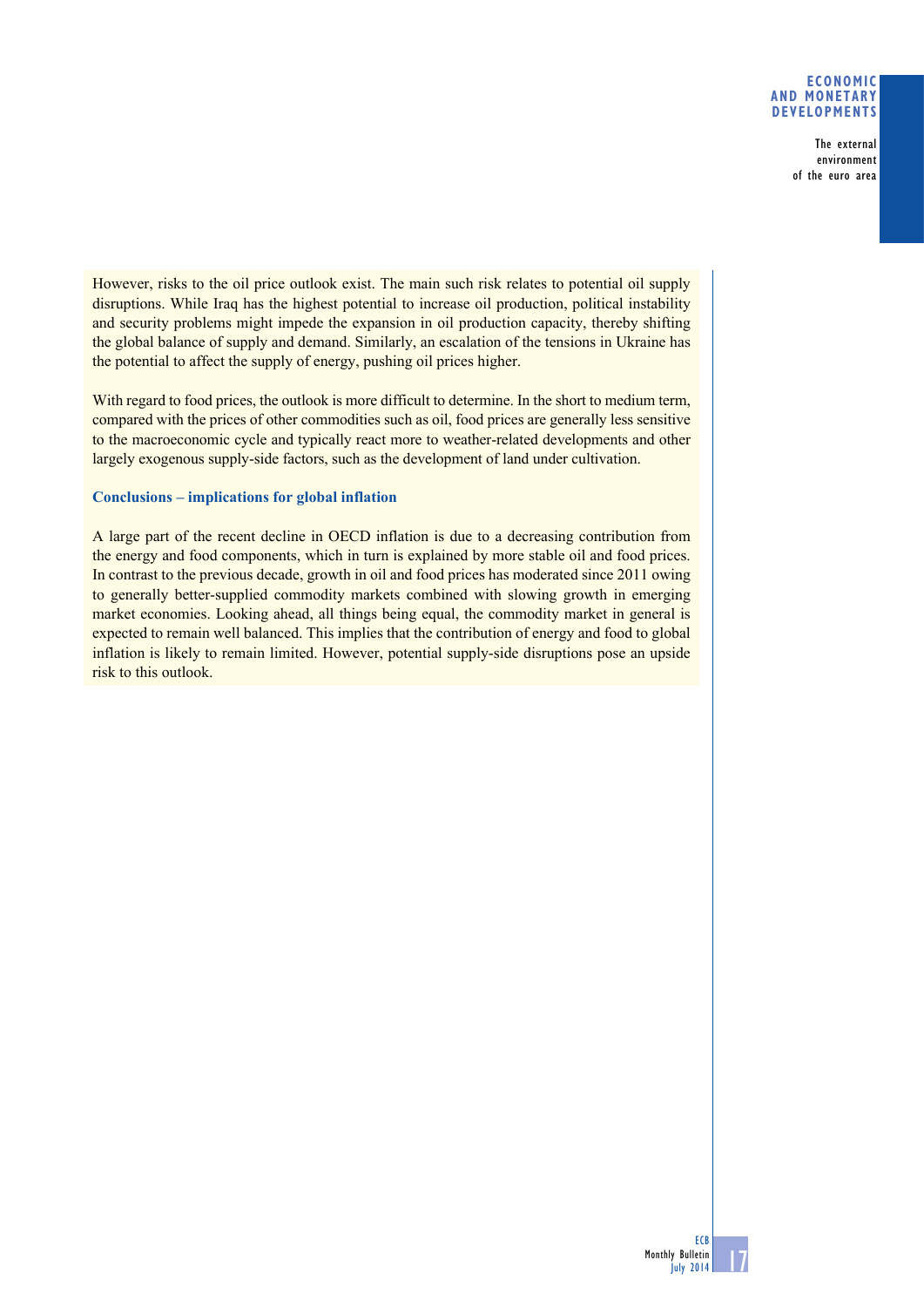However, risks to the oil price outlook exist. The main such risk relates to potential oil supply disruptions. While Iraq has the highest potential to increase oil production, political instability and security problems might impede the expansion in oil production capacity, thereby shifting the global balance of supply and demand. Similarly, an escalation of the tensions in Ukraine has the potential to affect the supply of energy, pushing oil prices higher.

With regard to food prices, the outlook is more difficult to determine. In the short to medium term, compared with the prices of other commodities such as oil, food prices are generally less sensitive to the macroeconomic cycle and typically react more to weather-related developments and other largely exogenous supply-side factors, such as the development of land under cultivation.

### Conclusions – implications for global inflation

A large part of the recent decline in OECD inflation is due to a decreasing contribution from the energy and food components, which in turn is explained by more stable oil and food prices. In contrast to the previous decade, growth in oil and food prices has moderated since 2011 owing to generally better-supplied commodity markets combined with slowing growth in emerging market economies. Looking ahead, all things being equal, the commodity market in general is expected to remain well balanced. This implies that the contribution of energy and food to global inflation is likely to remain limited. However, potential supply-side disruptions pose an upside risk to this outlook.